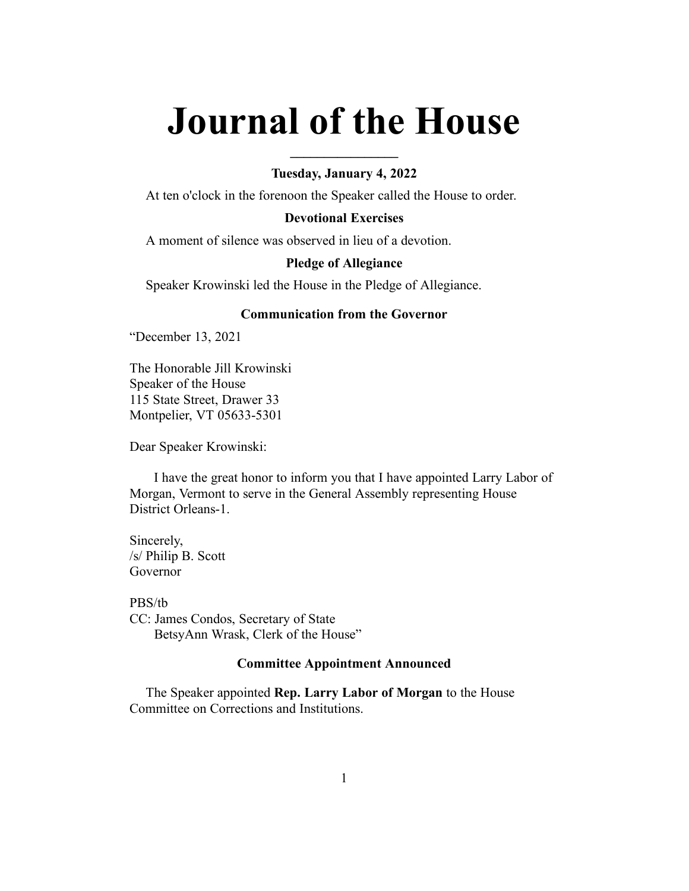# Journal of the House

---

**Tuesday, January 4, 2022**

At ten o'clock in the forenoon the Speaker called the House to order.

**Devotional Exercises**

A moment of silence was observed in lieu of a devotion.

**Pledge of Allegiance**

Speaker Krowinski led the House in the Pledge of Allegiance.

**Communication from the Governor**

"December 13, 2021

The Honorable Jill Krowinski
Speaker of the House
115 State Street, Drawer 33
Montpelier, VT 05633-5301

Dear Speaker Krowinski:

I have the great honor to inform you that I have appointed Larry Labor of Morgan, Vermont to serve in the General Assembly representing House District Orleans-1.

Sincerely,
/s/ Philip B. Scott
Governor

PBS/tb
CC: James Condos, Secretary of State
BetsyAnn Wrask, Clerk of the House"

**Committee Appointment Announced**

The Speaker appointed **Rep. Larry Labor of Morgan** to the House Committee on Corrections and Institutions.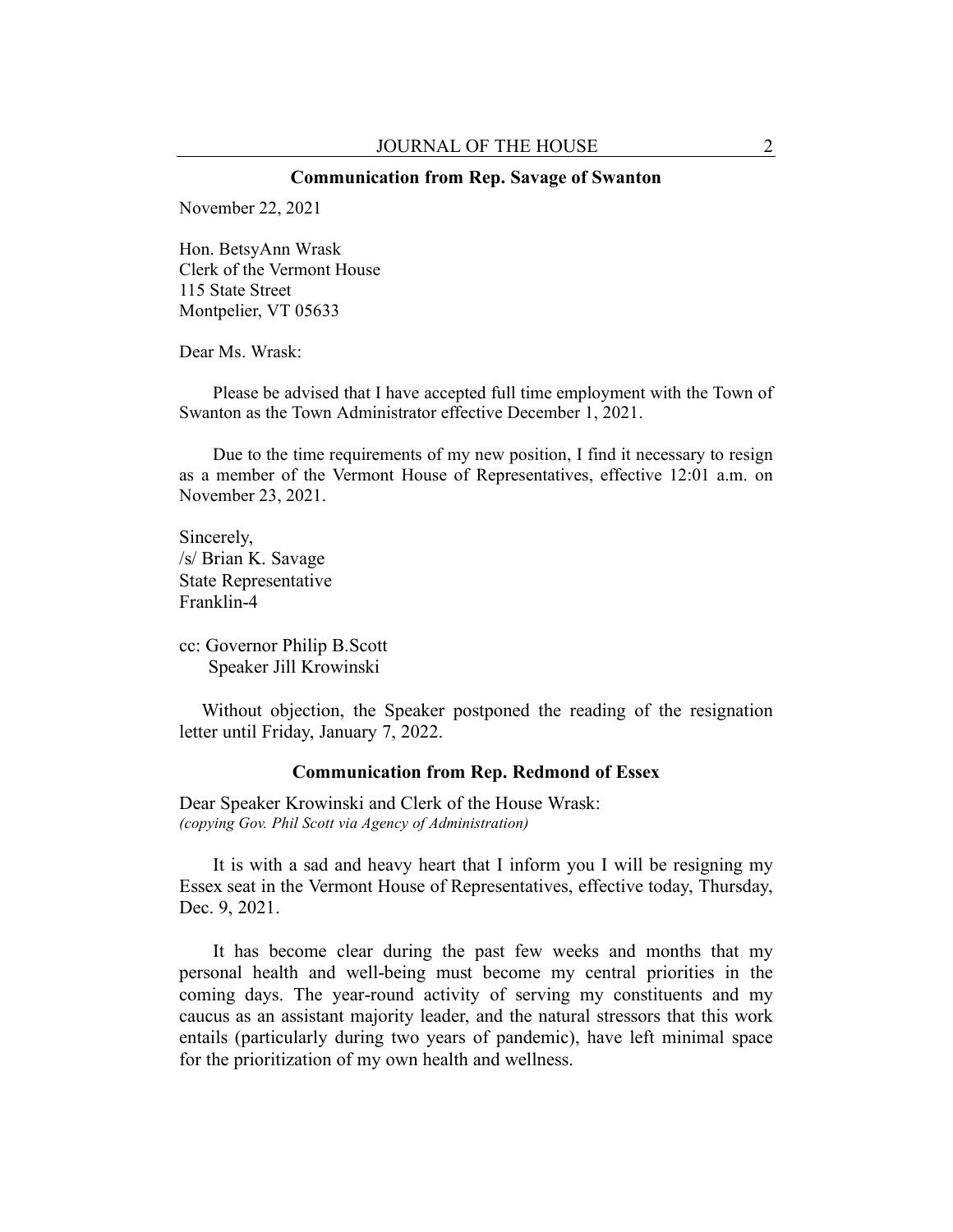### Communication from Rep. Savage of Swanton

November 22, 2021

Hon. BetsyAnn Wrask
Clerk of the Vermont House
115 State Street
Montpelier, VT 05633

Dear Ms. Wrask:

Please be advised that I have accepted full time employment with the Town of Swanton as the Town Administrator effective December 1, 2021.

Due to the time requirements of my new position, I find it necessary to resign as a member of the Vermont House of Representatives, effective 12:01 a.m. on November 23, 2021.

Sincerely,
/s/ Brian K. Savage
State Representative
Franklin-4

cc: Governor Philip B.Scott
Speaker Jill Krowinski

Without objection, the Speaker postponed the reading of the resignation letter until Friday, January 7, 2022.

### Communication from Rep. Redmond of Essex

Dear Speaker Krowinski and Clerk of the House Wrask:
*(copying Gov. Phil Scott via Agency of Administration)*

It is with a sad and heavy heart that I inform you I will be resigning my Essex seat in the Vermont House of Representatives, effective today, Thursday, Dec. 9, 2021.

It has become clear during the past few weeks and months that my personal health and well-being must become my central priorities in the coming days. The year-round activity of serving my constituents and my caucus as an assistant majority leader, and the natural stressors that this work entails (particularly during two years of pandemic), have left minimal space for the prioritization of my own health and wellness.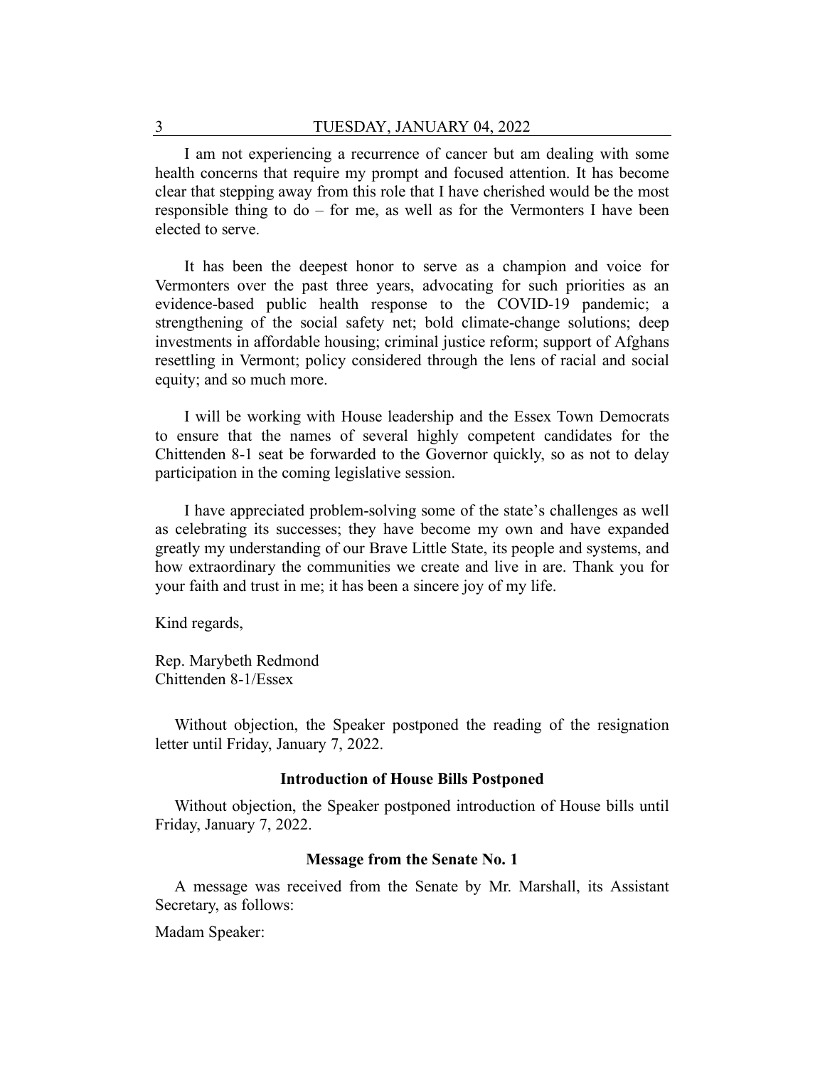I am not experiencing a recurrence of cancer but am dealing with some health concerns that require my prompt and focused attention. It has become clear that stepping away from this role that I have cherished would be the most responsible thing to do – for me, as well as for the Vermonters I have been elected to serve.

It has been the deepest honor to serve as a champion and voice for Vermonters over the past three years, advocating for such priorities as an evidence-based public health response to the COVID-19 pandemic; a strengthening of the social safety net; bold climate-change solutions; deep investments in affordable housing; criminal justice reform; support of Afghans resettling in Vermont; policy considered through the lens of racial and social equity; and so much more.

I will be working with House leadership and the Essex Town Democrats to ensure that the names of several highly competent candidates for the Chittenden 8-1 seat be forwarded to the Governor quickly, so as not to delay participation in the coming legislative session.

I have appreciated problem-solving some of the state's challenges as well as celebrating its successes; they have become my own and have expanded greatly my understanding of our Brave Little State, its people and systems, and how extraordinary the communities we create and live in are. Thank you for your faith and trust in me; it has been a sincere joy of my life.

Kind regards,

Rep. Marybeth Redmond
Chittenden 8-1/Essex

Without objection, the Speaker postponed the reading of the resignation letter until Friday, January 7, 2022.

### Introduction of House Bills Postponed

Without objection, the Speaker postponed introduction of House bills until Friday, January 7, 2022.

### Message from the Senate No. 1

A message was received from the Senate by Mr. Marshall, its Assistant Secretary, as follows:

Madam Speaker: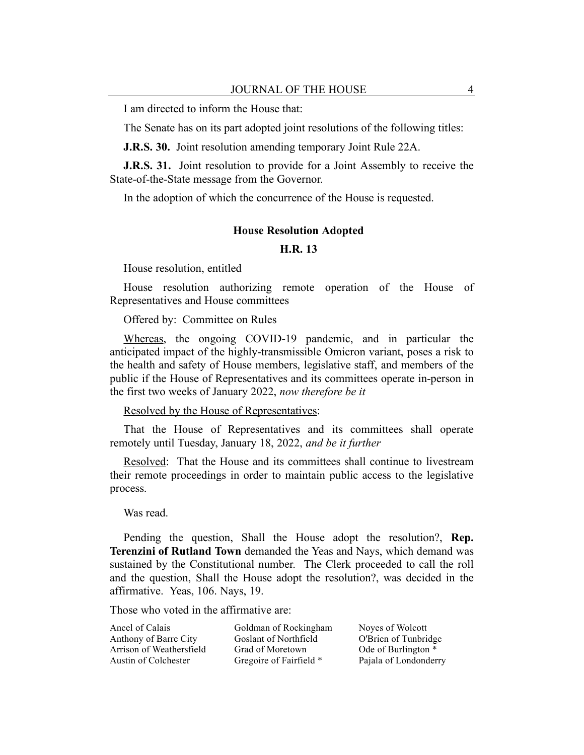I am directed to inform the House that:

The Senate has on its part adopted joint resolutions of the following titles:

**J.R.S. 30.** Joint resolution amending temporary Joint Rule 22A.

**J.R.S. 31.** Joint resolution to provide for a Joint Assembly to receive the State-of-the-State message from the Governor.

In the adoption of which the concurrence of the House is requested.

**House Resolution Adopted**

**H.R. 13**

House resolution, entitled

House resolution authorizing remote operation of the House of Representatives and House committees

Offered by: Committee on Rules

Whereas, the ongoing COVID-19 pandemic, and in particular the anticipated impact of the highly-transmissible Omicron variant, poses a risk to the health and safety of House members, legislative staff, and members of the public if the House of Representatives and its committees operate in-person in the first two weeks of January 2022, *now therefore be it*

Resolved by the House of Representatives:

That the House of Representatives and its committees shall operate remotely until Tuesday, January 18, 2022, *and be it further*

Resolved: That the House and its committees shall continue to livestream their remote proceedings in order to maintain public access to the legislative process.

Was read.

Pending the question, Shall the House adopt the resolution?, **Rep. Terenzini of Rutland Town** demanded the Yeas and Nays, which demand was sustained by the Constitutional number. The Clerk proceeded to call the roll and the question, Shall the House adopt the resolution?, was decided in the affirmative. Yeas, 106. Nays, 19.

Those who voted in the affirmative are:

Ancel of Calais
Anthony of Barre City
Arrison of Weathersfield
Austin of Colchester
Goldman of Rockingham
Goslant of Northfield
Grad of Moretown
Gregoire of Fairfield *
Noyes of Wolcott
O'Brien of Tunbridge
Ode of Burlington *
Pajala of Londonderry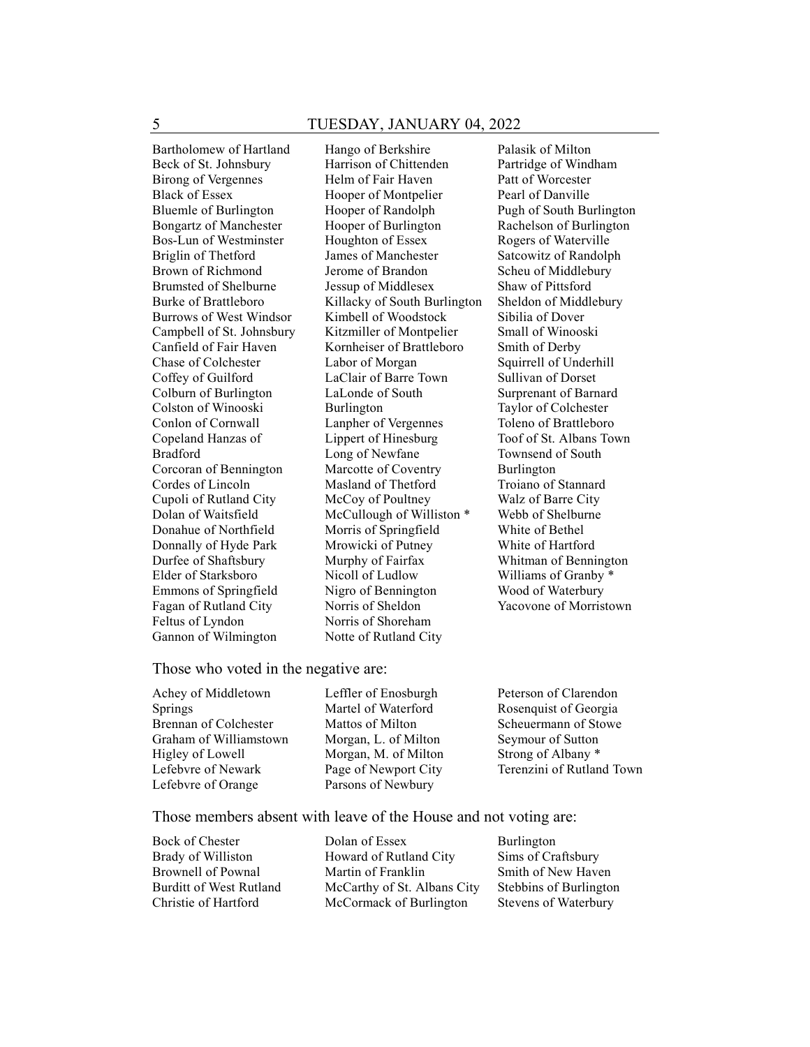Bartholomew of Hartland
Beck of St. Johnsbury
Birong of Vergennes
Black of Essex
Bluemle of Burlington
Bongartz of Manchester
Bos-Lun of Westminster
Briglin of Thetford
Brown of Richmond
Brumsted of Shelburne
Burke of Brattleboro
Burrows of West Windsor
Campbell of St. Johnsbury
Canfield of Fair Haven
Chase of Colchester
Coffey of Guilford
Colburn of Burlington
Colston of Winooski
Conlon of Cornwall
Copeland Hanzas of Bradford
Corcoran of Bennington
Cordes of Lincoln
Cupoli of Rutland City
Dolan of Waitsfield
Donahue of Northfield
Donnally of Hyde Park
Durfee of Shaftsbury
Elder of Starksboro
Emmons of Springfield
Fagan of Rutland City
Feltus of Lyndon
Gannon of Wilmington
Hango of Berkshire
Harrison of Chittenden
Helm of Fair Haven
Hooper of Montpelier
Hooper of Randolph
Hooper of Burlington
Houghton of Essex
James of Manchester
Jerome of Brandon
Jessup of Middlesex
Killacky of South Burlington
Kimbell of Woodstock
Kitzmiller of Montpelier
Kornheiser of Brattleboro
Labor of Morgan
LaClair of Barre Town
LaLonde of South Burlington
Lanpher of Vergennes
Lippert of Hinesburg
Long of Newfane
Marcotte of Coventry
Masland of Thetford
McCoy of Poultney
McCullough of Williston *
Morris of Springfield
Mrowicki of Putney
Murphy of Fairfax
Nicoll of Ludlow
Nigro of Bennington
Norris of Sheldon
Norris of Shoreham
Notte of Rutland City
Palasik of Milton
Partridge of Windham
Patt of Worcester
Pearl of Danville
Pugh of South Burlington
Rachelson of Burlington
Rogers of Waterville
Satcowitz of Randolph
Scheu of Middlebury
Shaw of Pittsford
Sheldon of Middlebury
Sibilia of Dover
Small of Winooski
Smith of Derby
Squirrell of Underhill
Sullivan of Dorset
Surprenant of Barnard
Taylor of Colchester
Toleno of Brattleboro
Toof of St. Albans Town
Townsend of South Burlington
Troiano of Stannard
Walz of Barre City
Webb of Shelburne
White of Bethel
White of Hartford
Whitman of Bennington
Williams of Granby *
Wood of Waterbury
Yacovone of Morristown

Those who voted in the negative are:

Achey of Middletown Springs
Brennan of Colchester
Graham of Williamstown
Higley of Lowell
Lefebvre of Newark
Lefebvre of Orange
Leffler of Enosburgh
Martel of Waterford
Mattos of Milton
Morgan, L. of Milton
Morgan, M. of Milton
Page of Newport City
Parsons of Newbury
Peterson of Clarendon
Rosenquist of Georgia
Scheuermann of Stowe
Seymour of Sutton
Strong of Albany *
Terenzini of Rutland Town

Those members absent with leave of the House and not voting are:

Bock of Chester
Brady of Williston
Brownell of Pownal
Burditt of West Rutland
Christie of Hartford
Dolan of Essex
Howard of Rutland City
Martin of Franklin
McCarthy of St. Albans City
McCormack of Burlington
Burlington
Sims of Craftsbury
Smith of New Haven
Stebbins of Burlington
Stevens of Waterbury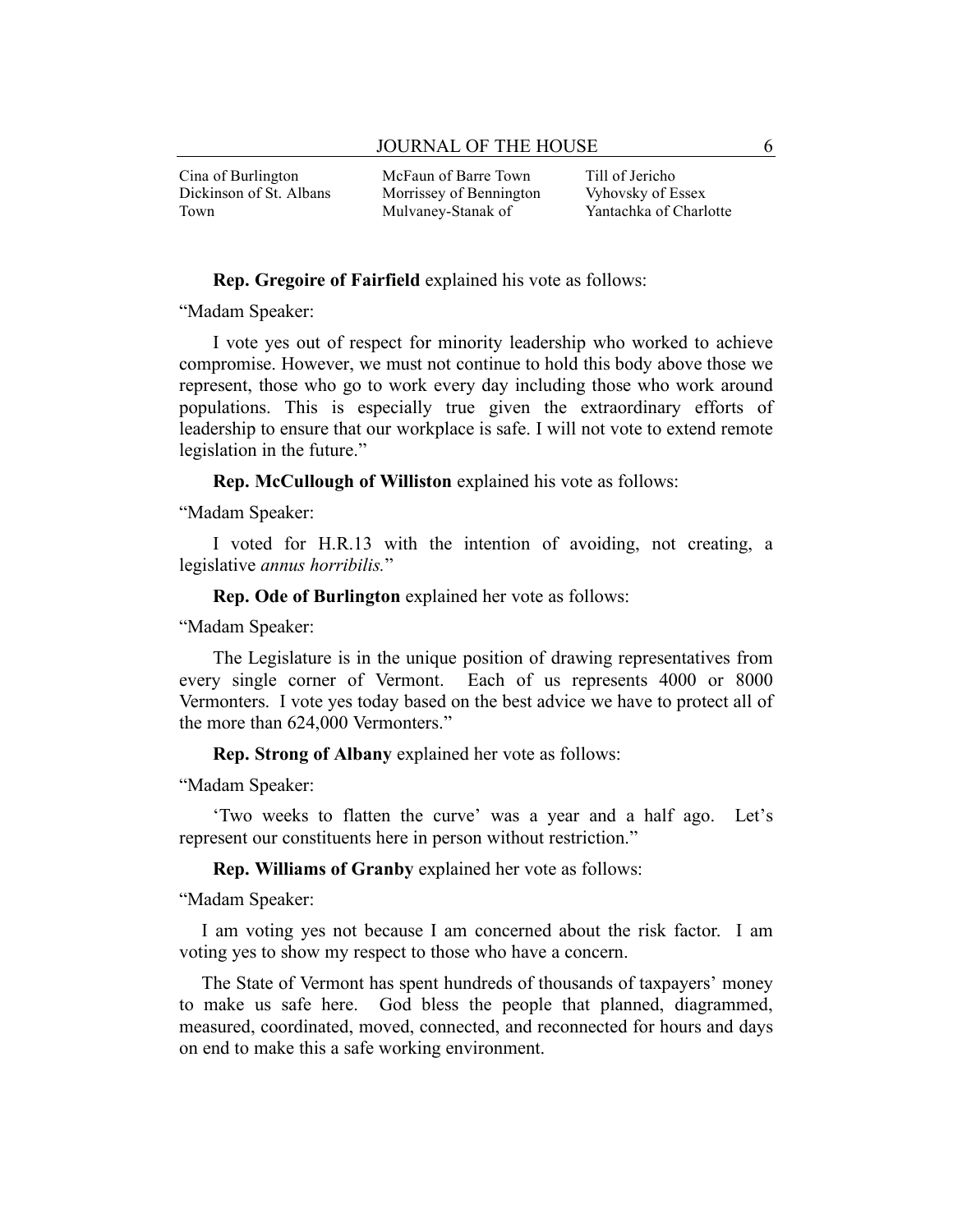| | | |
|---|---|---|
| Cina of Burlington | McFaun of Barre Town | Till of Jericho |
| Dickinson of St. Albans Town | Morrissey of Bennington | Vyhovsky of Essex |
| | Mulvaney-Stanak of | Yantachka of Charlotte |

**Rep. Gregoire of Fairfield** explained his vote as follows:

"Madam Speaker:

I vote yes out of respect for minority leadership who worked to achieve compromise. However, we must not continue to hold this body above those we represent, those who go to work every day including those who work around populations. This is especially true given the extraordinary efforts of leadership to ensure that our workplace is safe. I will not vote to extend remote legislation in the future."

**Rep. McCullough of Williston** explained his vote as follows:

"Madam Speaker:

I voted for H.R.13 with the intention of avoiding, not creating, a legislative *annus horribilis.*"

**Rep. Ode of Burlington** explained her vote as follows:

"Madam Speaker:

The Legislature is in the unique position of drawing representatives from every single corner of Vermont. Each of us represents 4000 or 8000 Vermonters. I vote yes today based on the best advice we have to protect all of the more than 624,000 Vermonters."

**Rep. Strong of Albany** explained her vote as follows:

"Madam Speaker:

'Two weeks to flatten the curve' was a year and a half ago. Let's represent our constituents here in person without restriction."

**Rep. Williams of Granby** explained her vote as follows:

"Madam Speaker:

I am voting yes not because I am concerned about the risk factor. I am voting yes to show my respect to those who have a concern.

The State of Vermont has spent hundreds of thousands of taxpayers' money to make us safe here. God bless the people that planned, diagrammed, measured, coordinated, moved, connected, and reconnected for hours and days on end to make this a safe working environment.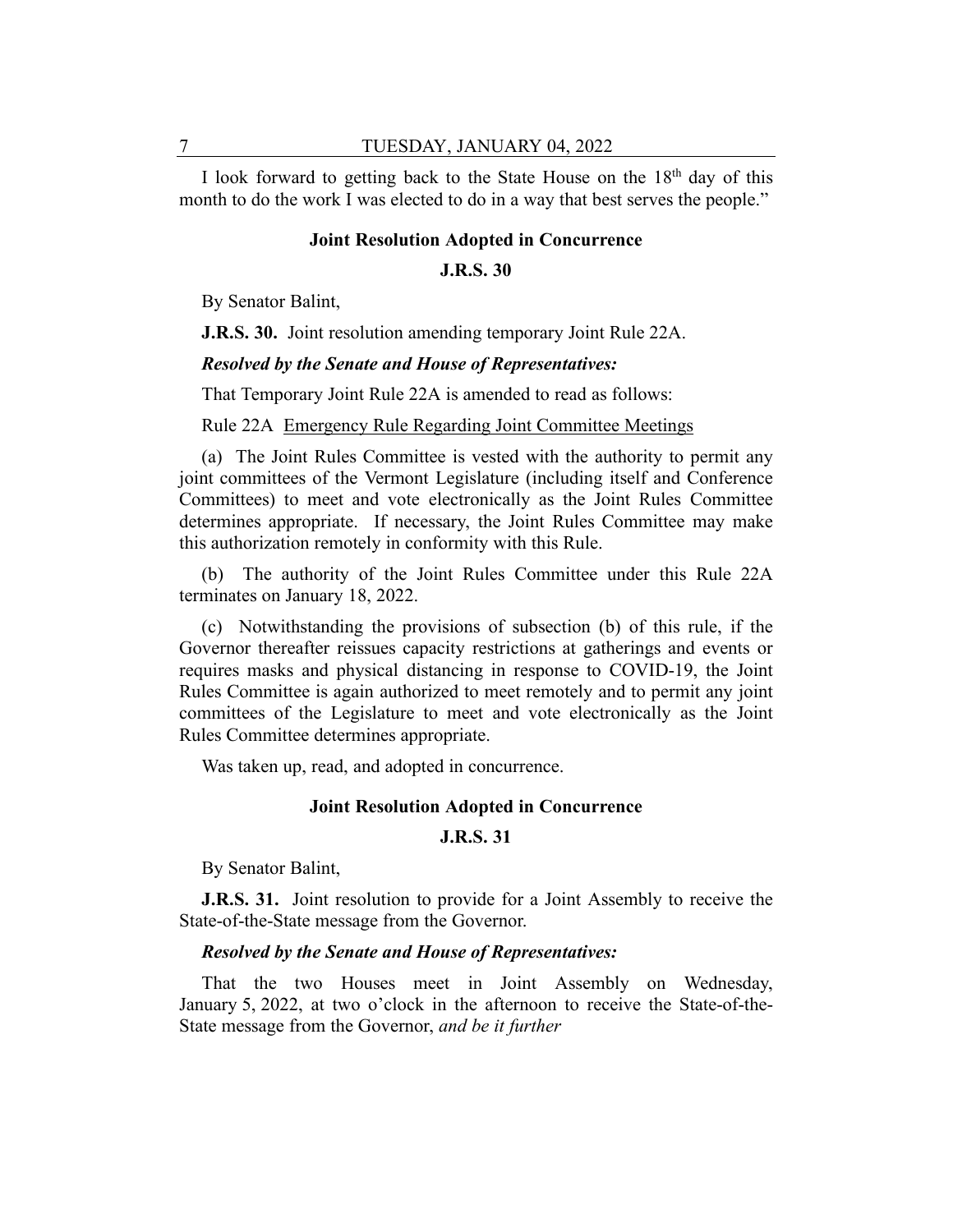I look forward to getting back to the State House on the 18th day of this month to do the work I was elected to do in a way that best serves the people."

**Joint Resolution Adopted in Concurrence**

**J.R.S. 30**

By Senator Balint,

**J.R.S. 30.** Joint resolution amending temporary Joint Rule 22A.

***Resolved by the Senate and House of Representatives:***

That Temporary Joint Rule 22A is amended to read as follows:

Rule 22A Emergency Rule Regarding Joint Committee Meetings

(a) The Joint Rules Committee is vested with the authority to permit any joint committees of the Vermont Legislature (including itself and Conference Committees) to meet and vote electronically as the Joint Rules Committee determines appropriate. If necessary, the Joint Rules Committee may make this authorization remotely in conformity with this Rule.

(b) The authority of the Joint Rules Committee under this Rule 22A terminates on January 18, 2022.

(c) Notwithstanding the provisions of subsection (b) of this rule, if the Governor thereafter reissues capacity restrictions at gatherings and events or requires masks and physical distancing in response to COVID-19, the Joint Rules Committee is again authorized to meet remotely and to permit any joint committees of the Legislature to meet and vote electronically as the Joint Rules Committee determines appropriate.

Was taken up, read, and adopted in concurrence.

**Joint Resolution Adopted in Concurrence**

**J.R.S. 31**

By Senator Balint,

**J.R.S. 31.** Joint resolution to provide for a Joint Assembly to receive the State-of-the-State message from the Governor.

***Resolved by the Senate and House of Representatives:***

That the two Houses meet in Joint Assembly on Wednesday, January 5, 2022, at two o'clock in the afternoon to receive the State-of-the-State message from the Governor, *and be it further*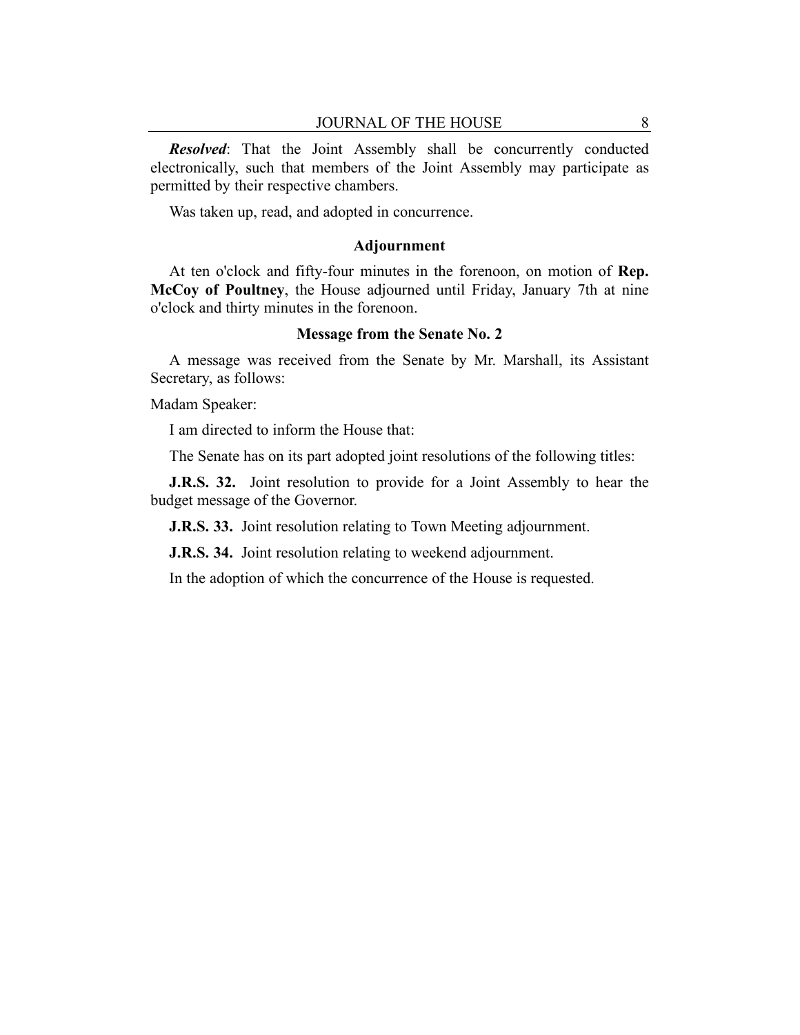***Resolved***: That the Joint Assembly shall be concurrently conducted electronically, such that members of the Joint Assembly may participate as permitted by their respective chambers.

Was taken up, read, and adopted in concurrence.

### Adjournment

At ten o'clock and fifty-four minutes in the forenoon, on motion of **Rep. McCoy of Poultney**, the House adjourned until Friday, January 7th at nine o'clock and thirty minutes in the forenoon.

### Message from the Senate No. 2

A message was received from the Senate by Mr. Marshall, its Assistant Secretary, as follows:

Madam Speaker:

I am directed to inform the House that:

The Senate has on its part adopted joint resolutions of the following titles:

**J.R.S. 32.** Joint resolution to provide for a Joint Assembly to hear the budget message of the Governor.

**J.R.S. 33.** Joint resolution relating to Town Meeting adjournment.

**J.R.S. 34.** Joint resolution relating to weekend adjournment.

In the adoption of which the concurrence of the House is requested.